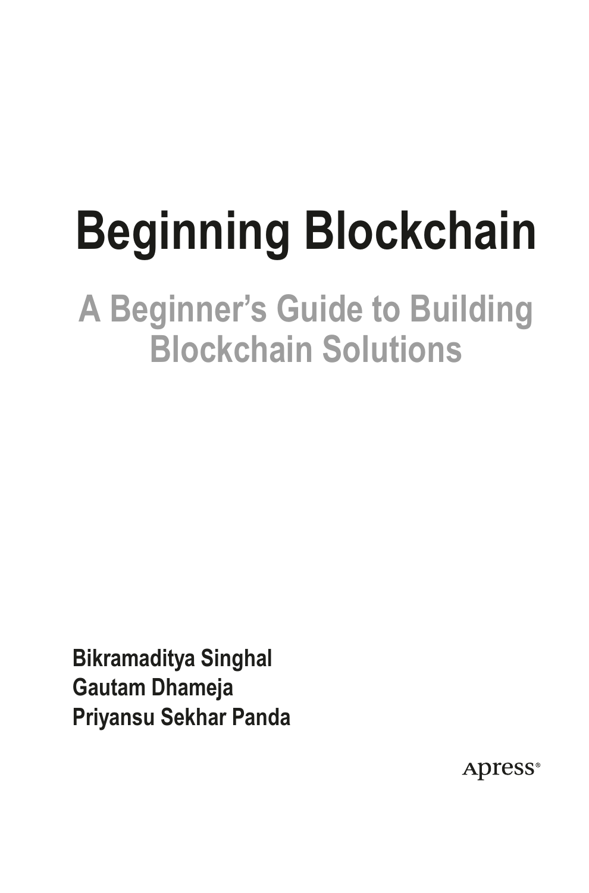# Beginning Blockchain

## A Beginner's Guide to Building Blockchain Solutions

**Bikramaditya Singhal**
**Gautam Dhameja**
**Priyansu Sekhar Panda**

Apress®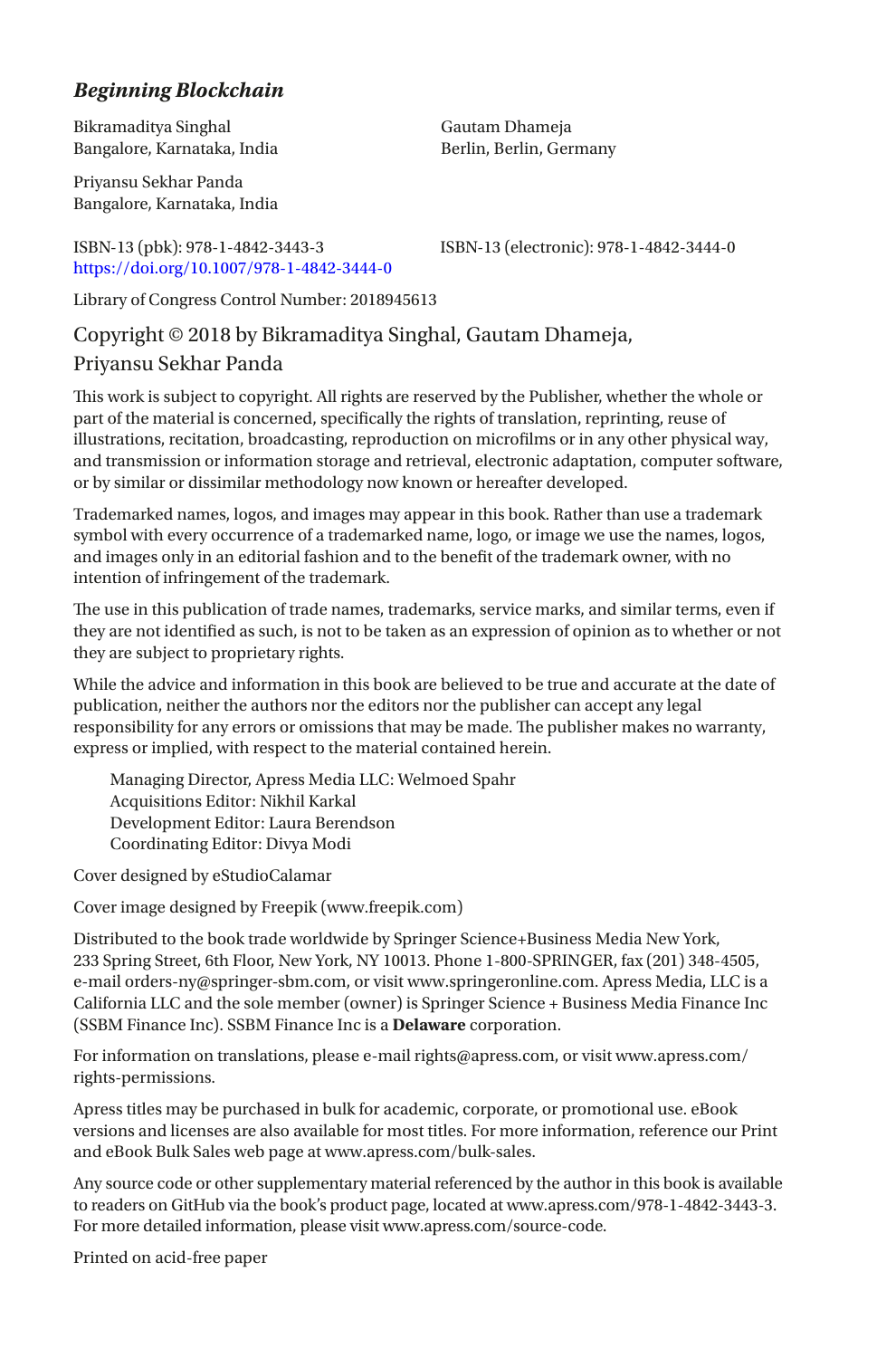***Beginning Blockchain***

Bikramaditya Singhal
Bangalore, Karnataka, India

Gautam Dhameja
Berlin, Berlin, Germany

Priyansu Sekhar Panda
Bangalore, Karnataka, India

ISBN-13 (pbk): 978-1-4842-3443-3
https://doi.org/10.1007/978-1-4842-3444-0

ISBN-13 (electronic): 978-1-4842-3444-0

Library of Congress Control Number: 2018945613

Copyright © 2018 by Bikramaditya Singhal, Gautam Dhameja, Priyansu Sekhar Panda

This work is subject to copyright. All rights are reserved by the Publisher, whether the whole or part of the material is concerned, specifically the rights of translation, reprinting, reuse of illustrations, recitation, broadcasting, reproduction on microfilms or in any other physical way, and transmission or information storage and retrieval, electronic adaptation, computer software, or by similar or dissimilar methodology now known or hereafter developed.

Trademarked names, logos, and images may appear in this book. Rather than use a trademark symbol with every occurrence of a trademarked name, logo, or image we use the names, logos, and images only in an editorial fashion and to the benefit of the trademark owner, with no intention of infringement of the trademark.

The use in this publication of trade names, trademarks, service marks, and similar terms, even if they are not identified as such, is not to be taken as an expression of opinion as to whether or not they are subject to proprietary rights.

While the advice and information in this book are believed to be true and accurate at the date of publication, neither the authors nor the editors nor the publisher can accept any legal responsibility for any errors or omissions that may be made. The publisher makes no warranty, express or implied, with respect to the material contained herein.

Managing Director, Apress Media LLC: Welmoed Spahr
Acquisitions Editor: Nikhil Karkal
Development Editor: Laura Berendson
Coordinating Editor: Divya Modi

Cover designed by eStudioCalamar

Cover image designed by Freepik (www.freepik.com)

Distributed to the book trade worldwide by Springer Science+Business Media New York, 233 Spring Street, 6th Floor, New York, NY 10013. Phone 1-800-SPRINGER, fax (201) 348-4505, e-mail orders-ny@springer-sbm.com, or visit www.springeronline.com. Apress Media, LLC is a California LLC and the sole member (owner) is Springer Science + Business Media Finance Inc (SSBM Finance Inc). SSBM Finance Inc is a **Delaware** corporation.

For information on translations, please e-mail rights@apress.com, or visit www.apress.com/rights-permissions.

Apress titles may be purchased in bulk for academic, corporate, or promotional use. eBook versions and licenses are also available for most titles. For more information, reference our Print and eBook Bulk Sales web page at www.apress.com/bulk-sales.

Any source code or other supplementary material referenced by the author in this book is available to readers on GitHub via the book's product page, located at www.apress.com/978-1-4842-3443-3. For more detailed information, please visit www.apress.com/source-code.

Printed on acid-free paper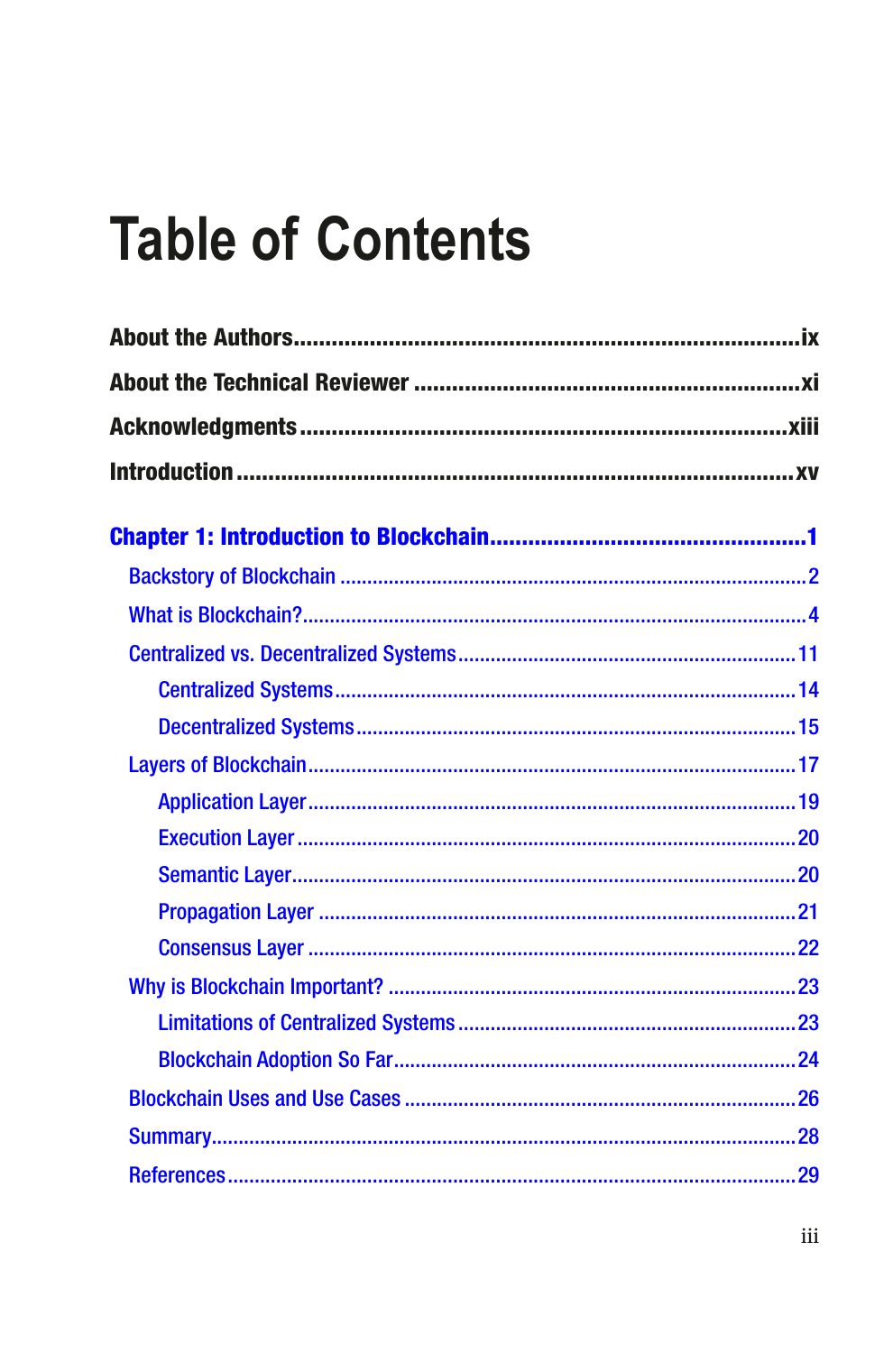# Table of Contents

**About the Authors** ........................................ ix

**About the Technical Reviewer** ........................................ xi

**Acknowledgments** ........................................ xiii

**Introduction** ........................................ xv

**Chapter 1: Introduction to Blockchain** ........................................ 1

- Backstory of Blockchain ........................................ 2
- What is Blockchain? ........................................ 4
- Centralized vs. Decentralized Systems ........................................ 11
  - Centralized Systems ........................................ 14
  - Decentralized Systems ........................................ 15
- Layers of Blockchain ........................................ 17
  - Application Layer ........................................ 19
  - Execution Layer ........................................ 20
  - Semantic Layer ........................................ 20
  - Propagation Layer ........................................ 21
  - Consensus Layer ........................................ 22
- Why is Blockchain Important? ........................................ 23
  - Limitations of Centralized Systems ........................................ 23
  - Blockchain Adoption So Far ........................................ 24
- Blockchain Uses and Use Cases ........................................ 26
- Summary ........................................ 28
- References ........................................ 29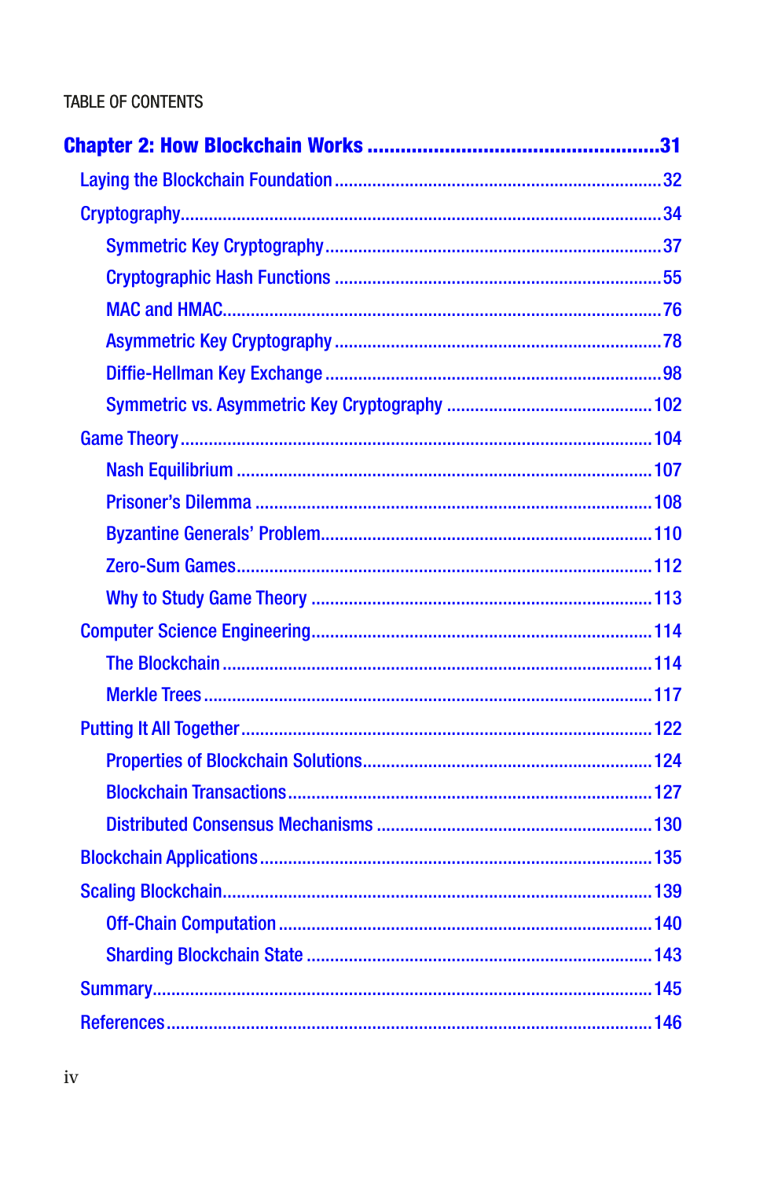TABLE OF CONTENTS

**Chapter 2: How Blockchain Works .................................................31**

- Laying the Blockchain Foundation ..............................................32
- Cryptography ..............................................................................34
  - Symmetric Key Cryptography ...............................................37
  - Cryptographic Hash Functions ..............................................55
  - MAC and HMAC ....................................................................76
  - Asymmetric Key Cryptography ..............................................78
  - Diffie-Hellman Key Exchange ...............................................98
  - Symmetric vs. Asymmetric Key Cryptography ......................102
- Game Theory .............................................................................104
  - Nash Equilibrium .................................................................107
  - Prisoner's Dilemma ..............................................................108
  - Byzantine Generals' Problem ................................................110
  - Zero-Sum Games ..................................................................112
  - Why to Study Game Theory ..................................................113
- Computer Science Engineering ...................................................114
  - The Blockchain ....................................................................114
  - Merkle Trees ........................................................................117
- Putting It All Together ...............................................................122
  - Properties of Blockchain Solutions .......................................124
  - Blockchain Transactions .......................................................127
  - Distributed Consensus Mechanisms .......................................130
- Blockchain Applications ............................................................135
- Scaling Blockchain ....................................................................139
  - Off-Chain Computation .......................................................140
  - Sharding Blockchain State ....................................................143
- Summary ...................................................................................145
- References .................................................................................146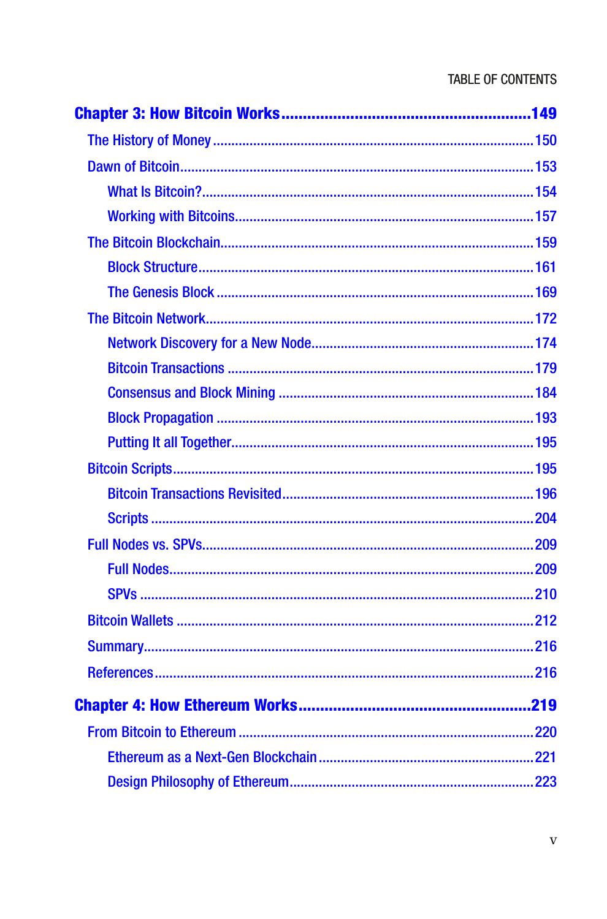**Chapter 3: How Bitcoin Works** ........................................................ 149

- The History of Money ........................................................ 150
- Dawn of Bitcoin ........................................................ 153
  - What Is Bitcoin? ........................................................ 154
  - Working with Bitcoins ........................................................ 157
- The Bitcoin Blockchain ........................................................ 159
  - Block Structure ........................................................ 161
  - The Genesis Block ........................................................ 169
- The Bitcoin Network ........................................................ 172
  - Network Discovery for a New Node ........................................................ 174
  - Bitcoin Transactions ........................................................ 179
  - Consensus and Block Mining ........................................................ 184
  - Block Propagation ........................................................ 193
  - Putting It all Together ........................................................ 195
- Bitcoin Scripts ........................................................ 195
  - Bitcoin Transactions Revisited ........................................................ 196
  - Scripts ........................................................ 204
- Full Nodes vs. SPVs ........................................................ 209
  - Full Nodes ........................................................ 209
  - SPVs ........................................................ 210
- Bitcoin Wallets ........................................................ 212
- Summary ........................................................ 216
- References ........................................................ 216

**Chapter 4: How Ethereum Works** ........................................................ 219

- From Bitcoin to Ethereum ........................................................ 220
  - Ethereum as a Next-Gen Blockchain ........................................................ 221
  - Design Philosophy of Ethereum ........................................................ 223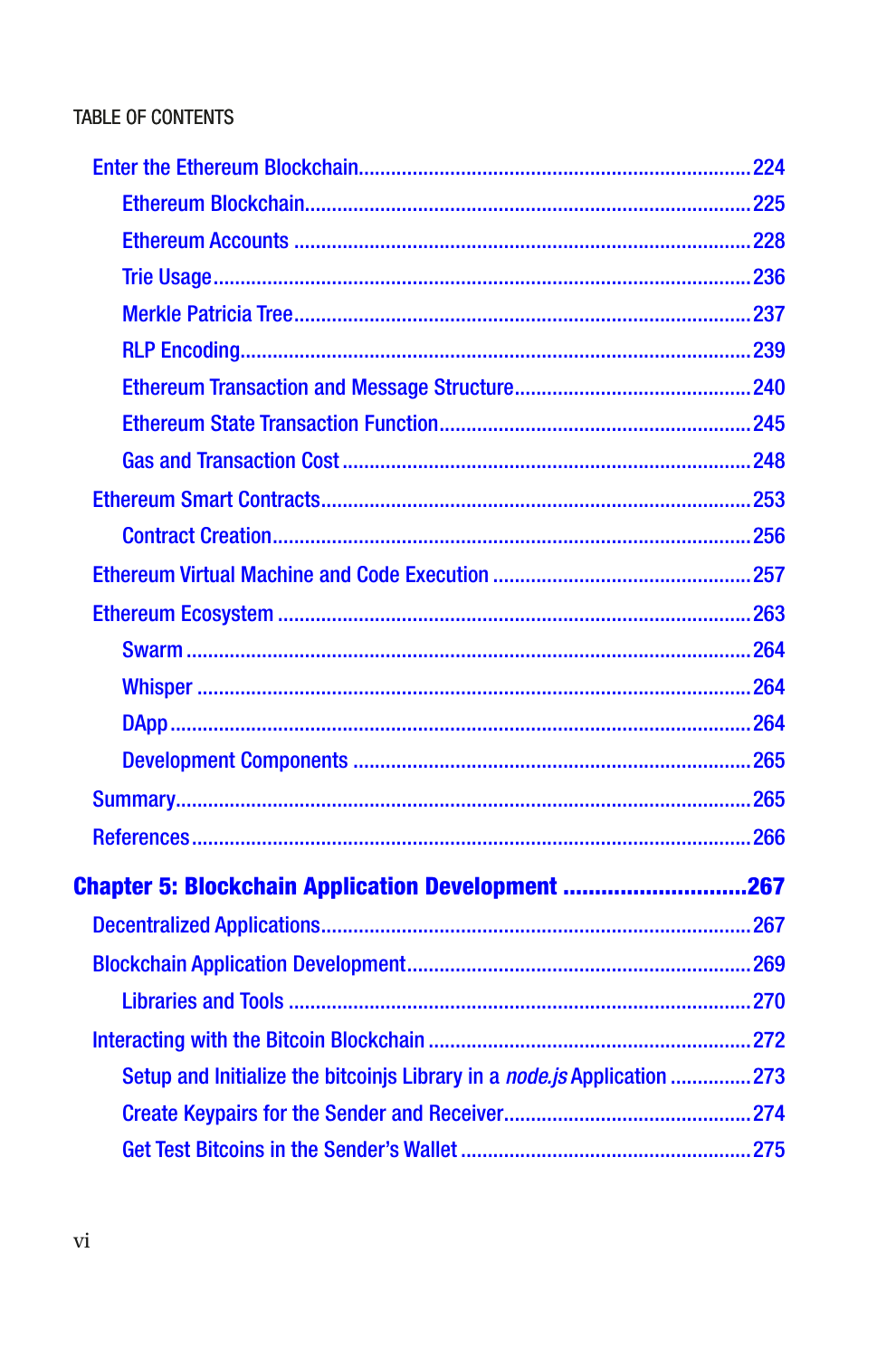- Enter the Ethereum Blockchain....................224
  - Ethereum Blockchain....................225
  - Ethereum Accounts....................228
  - Trie Usage....................236
  - Merkle Patricia Tree....................237
  - RLP Encoding....................239
  - Ethereum Transaction and Message Structure....................240
  - Ethereum State Transaction Function....................245
  - Gas and Transaction Cost....................248
- Ethereum Smart Contracts....................253
  - Contract Creation....................256
- Ethereum Virtual Machine and Code Execution....................257
- Ethereum Ecosystem....................263
  - Swarm....................264
  - Whisper....................264
  - DApp....................264
  - Development Components....................265
- Summary....................265
- References....................266

**Chapter 5: Blockchain Application Development....................267**

- Decentralized Applications....................267
- Blockchain Application Development....................269
  - Libraries and Tools....................270
- Interacting with the Bitcoin Blockchain....................272
  - Setup and Initialize the bitcoinjs Library in a *node.js* Application....................273
  - Create Keypairs for the Sender and Receiver....................274
  - Get Test Bitcoins in the Sender's Wallet....................275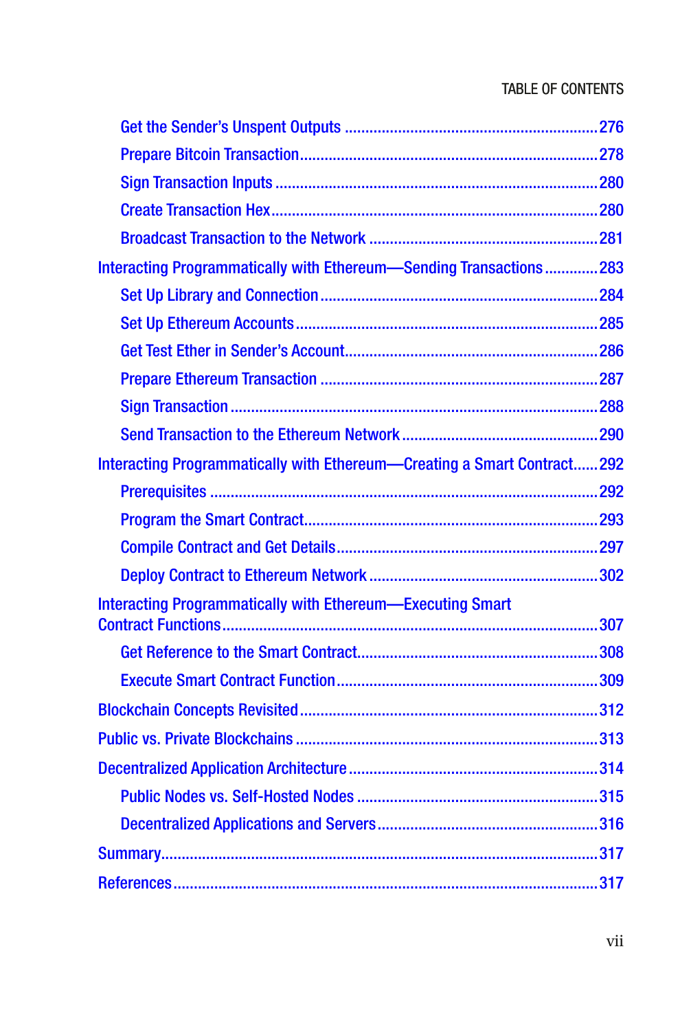Get the Sender's Unspent Outputs ............................................................276

Prepare Bitcoin Transaction......................................................................278

Sign Transaction Inputs ............................................................................280

Create Transaction Hex.............................................................................280

Broadcast Transaction to the Network ......................................................281

Interacting Programmatically with Ethereum—Sending Transactions ............283

Set Up Library and Connection..................................................................284

Set Up Ethereum Accounts........................................................................285

Get Test Ether in Sender's Account............................................................286

Prepare Ethereum Transaction ..................................................................287

Sign Transaction .......................................................................................288

Send Transaction to the Ethereum Network ...............................................290

Interacting Programmatically with Ethereum—Creating a Smart Contract......292

Prerequisites ............................................................................................292

Program the Smart Contract......................................................................293

Compile Contract and Get Details..............................................................297

Deploy Contract to Ethereum Network ......................................................302

Interacting Programmatically with Ethereum—Executing Smart Contract Functions........................................................................................307

Get Reference to the Smart Contract.........................................................308

Execute Smart Contract Function..............................................................309

Blockchain Concepts Revisited......................................................................312

Public vs. Private Blockchains .......................................................................313

Decentralized Application Architecture..........................................................314

Public Nodes vs. Self-Hosted Nodes .........................................................315

Decentralized Applications and Servers.....................................................316

Summary.......................................................................................................317

References.....................................................................................................317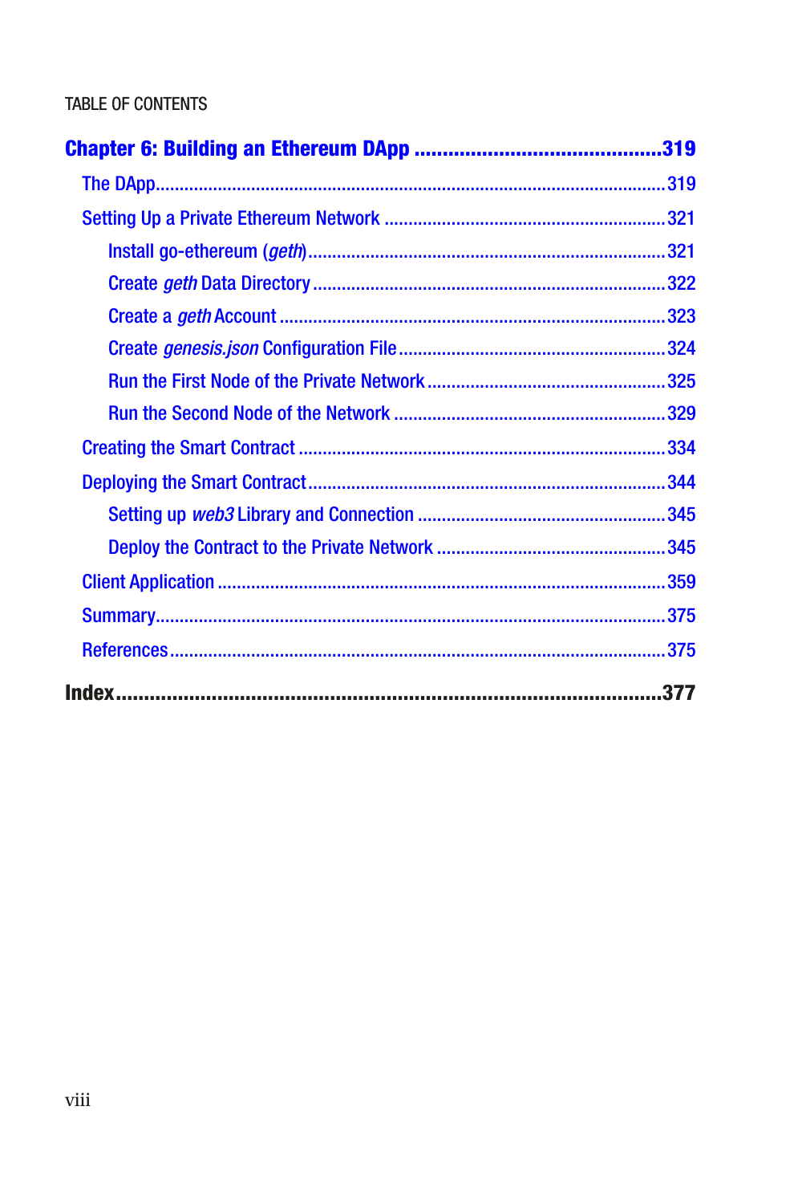TABLE OF CONTENTS

**Chapter 6: Building an Ethereum DApp ..........................................319**

- The DApp.......................................................................................................319
- Setting Up a Private Ethereum Network .........................................................321
  - Install go-ethereum (*geth*).........................................................................321
  - Create *geth* Data Directory .......................................................................322
  - Create a *geth* Account ..............................................................................323
  - Create *genesis.json* Configuration File......................................................324
  - Run the First Node of the Private Network................................................325
  - Run the Second Node of the Network .......................................................329
- Creating the Smart Contract ..........................................................................334
- Deploying the Smart Contract........................................................................344
  - Setting up *web3* Library and Connection ...................................................345
  - Deploy the Contract to the Private Network ...............................................345
- Client Application ..........................................................................................359
- Summary.......................................................................................................375
- References....................................................................................................375

**Index.....................................................................................................377**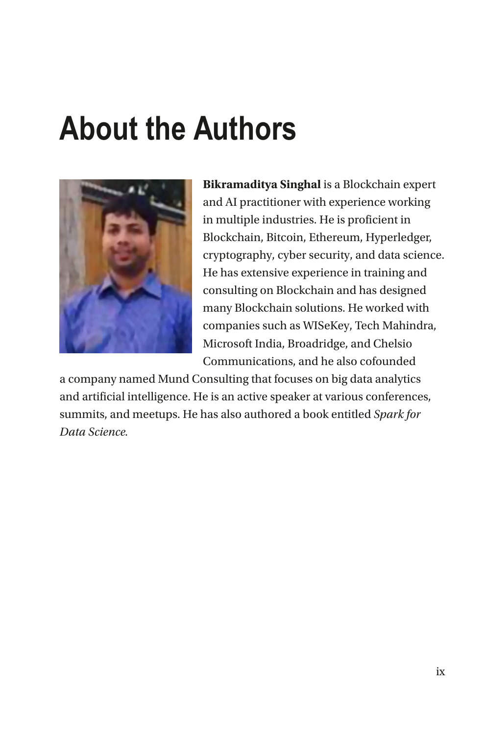# About the Authors

**Bikramaditya Singhal** is a Blockchain expert and AI practitioner with experience working in multiple industries. He is proficient in Blockchain, Bitcoin, Ethereum, Hyperledger, cryptography, cyber security, and data science. He has extensive experience in training and consulting on Blockchain and has designed many Blockchain solutions. He worked with companies such as WISeKey, Tech Mahindra, Microsoft India, Broadridge, and Chelsio Communications, and he also cofounded a company named Mund Consulting that focuses on big data analytics and artificial intelligence. He is an active speaker at various conferences, summits, and meetups. He has also authored a book entitled *Spark for Data Science*.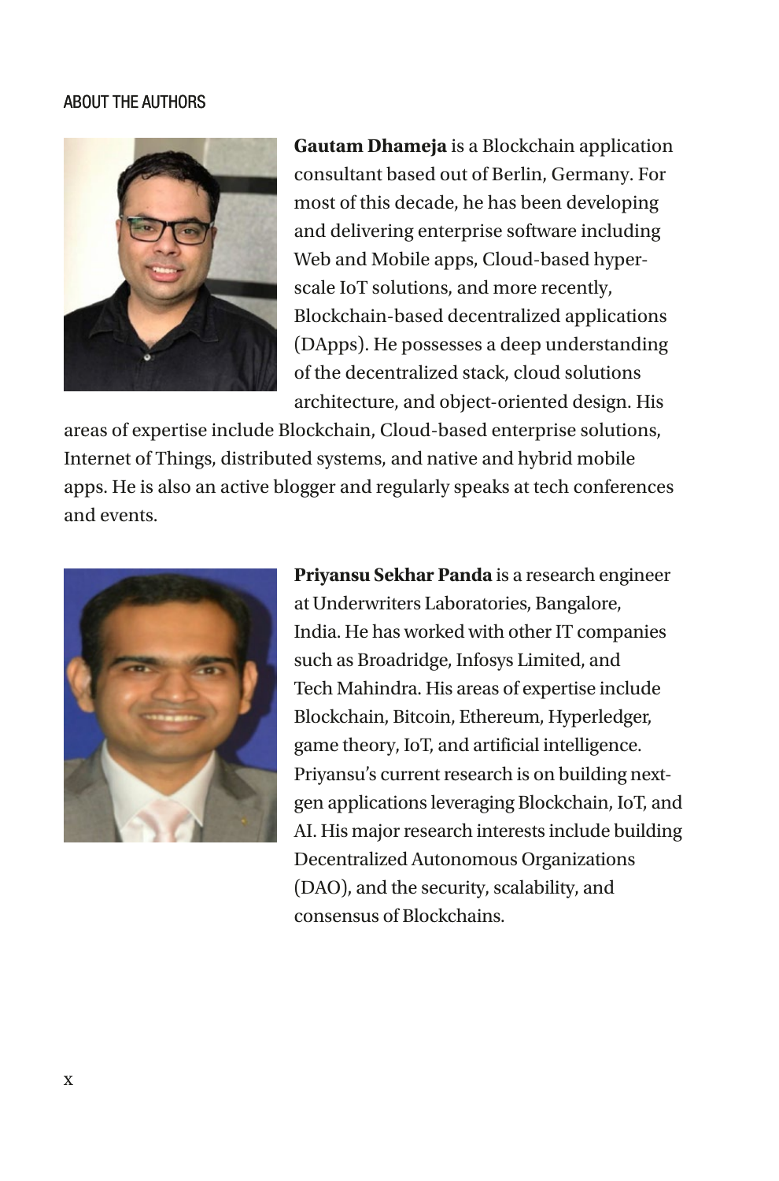ABOUT THE AUTHORS

**Gautam Dhameja** is a Blockchain application consultant based out of Berlin, Germany. For most of this decade, he has been developing and delivering enterprise software including Web and Mobile apps, Cloud-based hyper-scale IoT solutions, and more recently, Blockchain-based decentralized applications (DApps). He possesses a deep understanding of the decentralized stack, cloud solutions architecture, and object-oriented design. His areas of expertise include Blockchain, Cloud-based enterprise solutions, Internet of Things, distributed systems, and native and hybrid mobile apps. He is also an active blogger and regularly speaks at tech conferences and events.

**Priyansu Sekhar Panda** is a research engineer at Underwriters Laboratories, Bangalore, India. He has worked with other IT companies such as Broadridge, Infosys Limited, and Tech Mahindra. His areas of expertise include Blockchain, Bitcoin, Ethereum, Hyperledger, game theory, IoT, and artificial intelligence. Priyansu's current research is on building next-gen applications leveraging Blockchain, IoT, and AI. His major research interests include building Decentralized Autonomous Organizations (DAO), and the security, scalability, and consensus of Blockchains.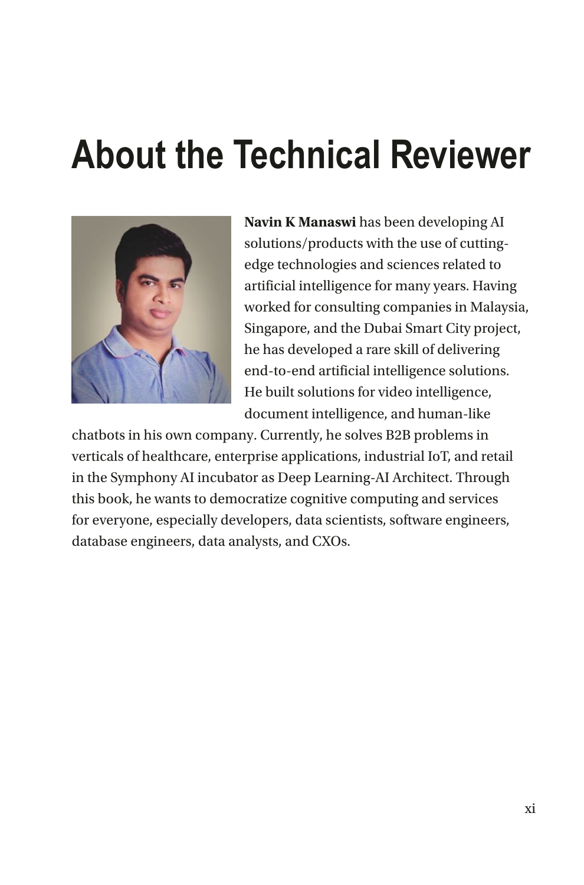# About the Technical Reviewer

**Navin K Manaswi** has been developing AI solutions/products with the use of cutting-edge technologies and sciences related to artificial intelligence for many years. Having worked for consulting companies in Malaysia, Singapore, and the Dubai Smart City project, he has developed a rare skill of delivering end-to-end artificial intelligence solutions. He built solutions for video intelligence, document intelligence, and human-like chatbots in his own company. Currently, he solves B2B problems in verticals of healthcare, enterprise applications, industrial IoT, and retail in the Symphony AI incubator as Deep Learning-AI Architect. Through this book, he wants to democratize cognitive computing and services for everyone, especially developers, data scientists, software engineers, database engineers, data analysts, and CXOs.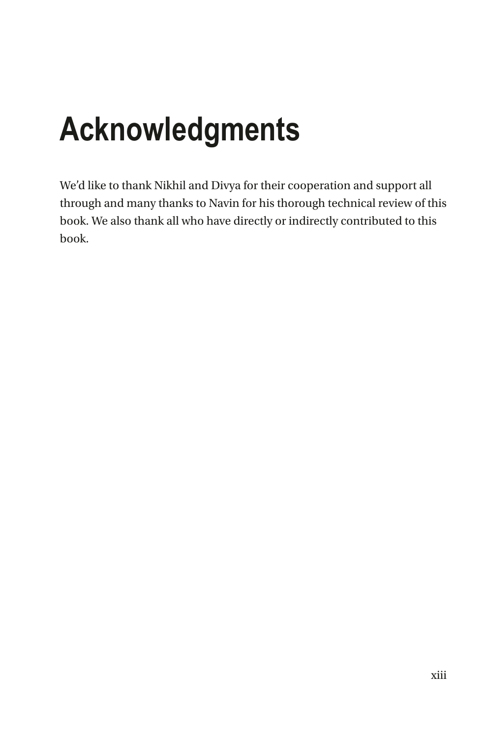# Acknowledgments

We’d like to thank Nikhil and Divya for their cooperation and support all through and many thanks to Navin for his thorough technical review of this book. We also thank all who have directly or indirectly contributed to this book.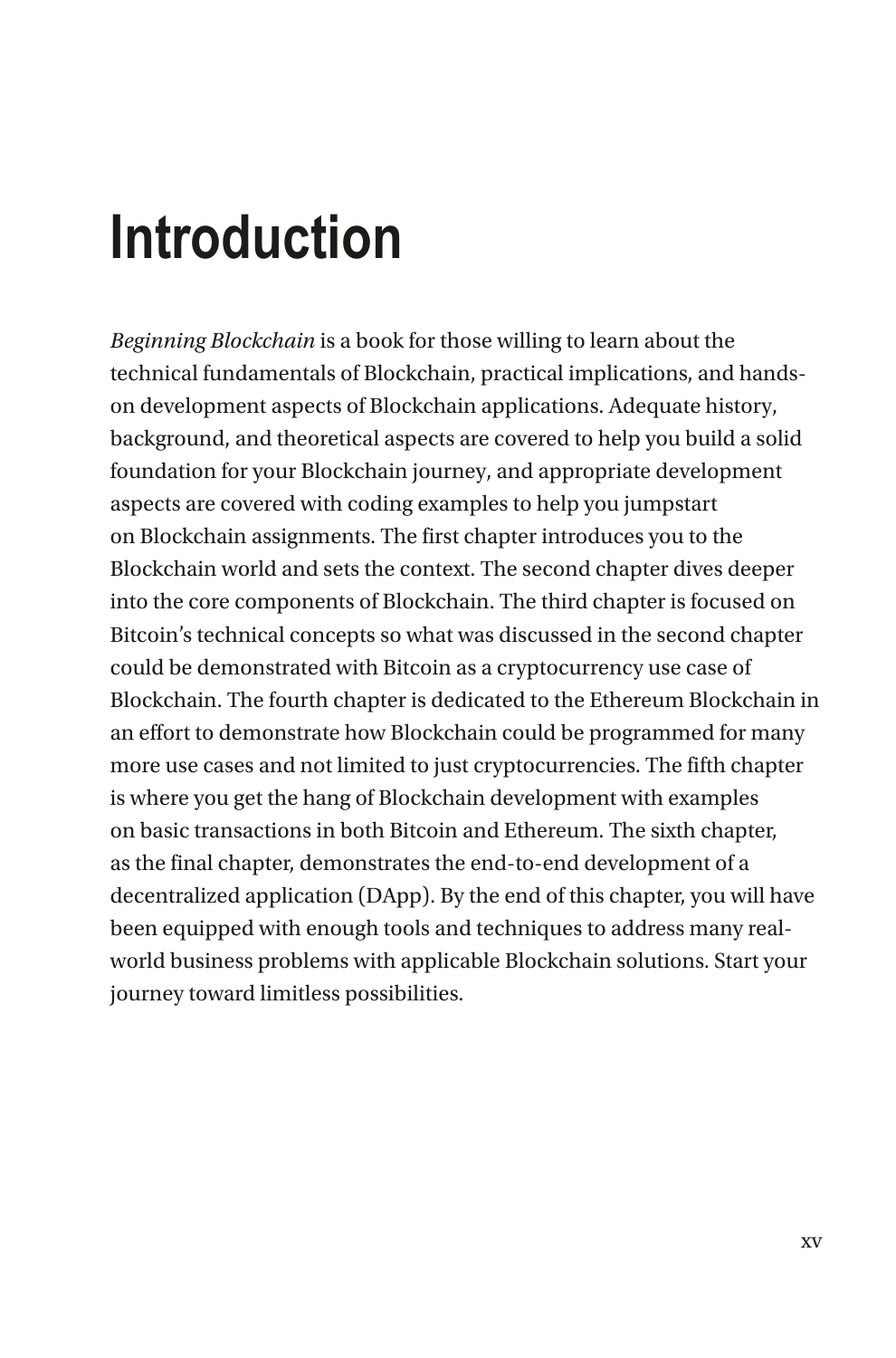# Introduction

*Beginning Blockchain* is a book for those willing to learn about the technical fundamentals of Blockchain, practical implications, and hands-on development aspects of Blockchain applications. Adequate history, background, and theoretical aspects are covered to help you build a solid foundation for your Blockchain journey, and appropriate development aspects are covered with coding examples to help you jumpstart on Blockchain assignments. The first chapter introduces you to the Blockchain world and sets the context. The second chapter dives deeper into the core components of Blockchain. The third chapter is focused on Bitcoin's technical concepts so what was discussed in the second chapter could be demonstrated with Bitcoin as a cryptocurrency use case of Blockchain. The fourth chapter is dedicated to the Ethereum Blockchain in an effort to demonstrate how Blockchain could be programmed for many more use cases and not limited to just cryptocurrencies. The fifth chapter is where you get the hang of Blockchain development with examples on basic transactions in both Bitcoin and Ethereum. The sixth chapter, as the final chapter, demonstrates the end-to-end development of a decentralized application (DApp). By the end of this chapter, you will have been equipped with enough tools and techniques to address many real-world business problems with applicable Blockchain solutions. Start your journey toward limitless possibilities.